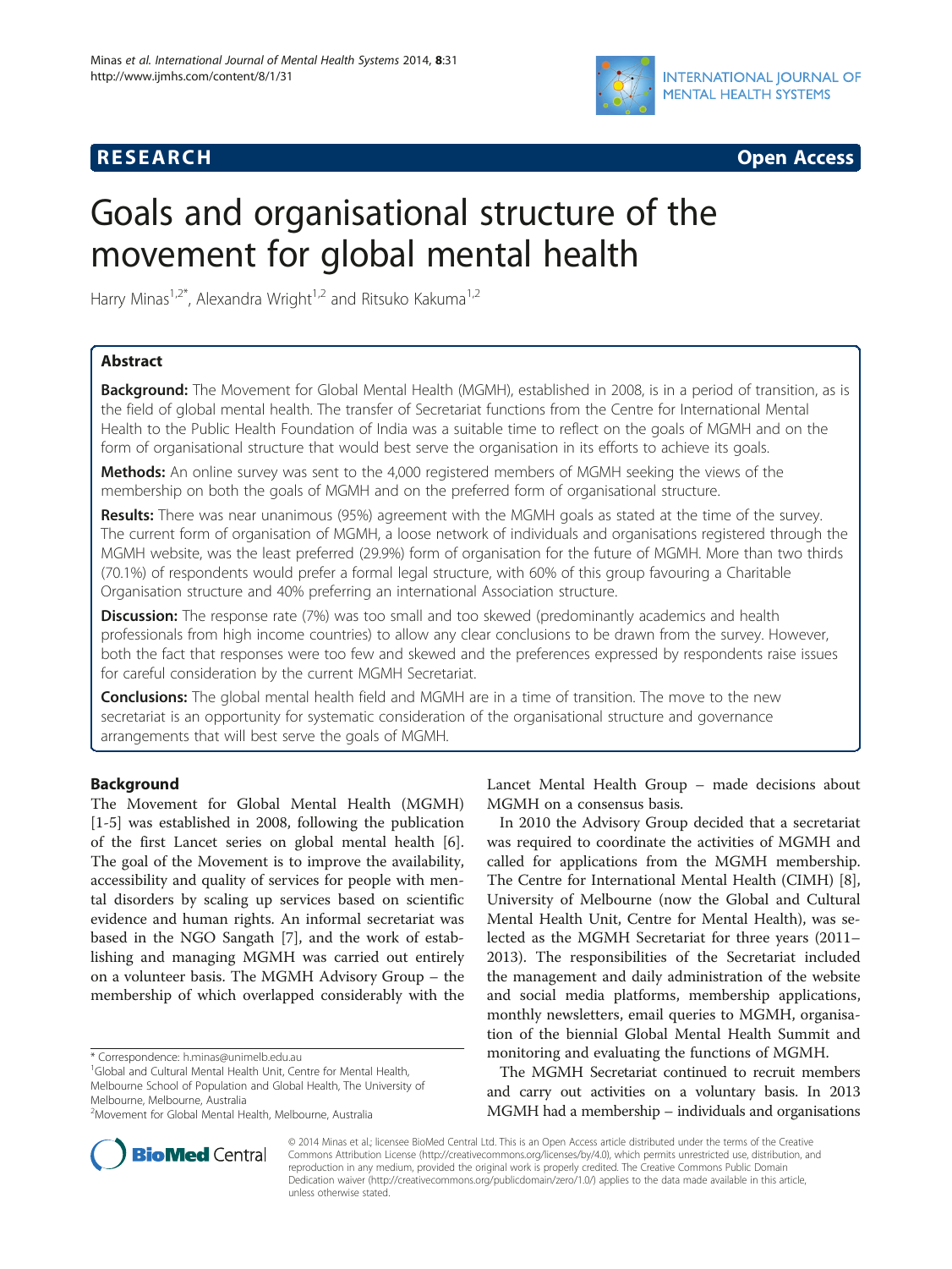RESEARCH Open Access

# Goals and organisational structure of the movement for global mental health

Harry Minas[1,2*], Alexandra Wright[1,2] and Ritsuko Kakuma[1,2]

## Abstract

**Background:** The Movement for Global Mental Health (MGMH), established in 2008, is in a period of transition, as is the field of global mental health. The transfer of Secretariat functions from the Centre for International Mental Health to the Public Health Foundation of India was a suitable time to reflect on the goals of MGMH and on the form of organisational structure that would best serve the organisation in its efforts to achieve its goals.

**Methods:** An online survey was sent to the 4,000 registered members of MGMH seeking the views of the membership on both the goals of MGMH and on the preferred form of organisational structure.

**Results:** There was near unanimous (95%) agreement with the MGMH goals as stated at the time of the survey. The current form of organisation of MGMH, a loose network of individuals and organisations registered through the MGMH website, was the least preferred (29.9%) form of organisation for the future of MGMH. More than two thirds (70.1%) of respondents would prefer a formal legal structure, with 60% of this group favouring a Charitable Organisation structure and 40% preferring an international Association structure.

**Discussion:** The response rate (7%) was too small and too skewed (predominantly academics and health professionals from high income countries) to allow any clear conclusions to be drawn from the survey. However, both the fact that responses were too few and skewed and the preferences expressed by respondents raise issues for careful consideration by the current MGMH Secretariat.

**Conclusions:** The global mental health field and MGMH are in a time of transition. The move to the new secretariat is an opportunity for systematic consideration of the organisational structure and governance arrangements that will best serve the goals of MGMH.

## Background

The Movement for Global Mental Health (MGMH) [1-5] was established in 2008, following the publication of the first Lancet series on global mental health [6]. The goal of the Movement is to improve the availability, accessibility and quality of services for people with mental disorders by scaling up services based on scientific evidence and human rights. An informal secretariat was based in the NGO Sangath [7], and the work of establishing and managing MGMH was carried out entirely on a volunteer basis. The MGMH Advisory Group – the membership of which overlapped considerably with the Lancet Mental Health Group – made decisions about MGMH on a consensus basis.

In 2010 the Advisory Group decided that a secretariat was required to coordinate the activities of MGMH and called for applications from the MGMH membership. The Centre for International Mental Health (CIMH) [8], University of Melbourne (now the Global and Cultural Mental Health Unit, Centre for Mental Health), was selected as the MGMH Secretariat for three years (2011–2013). The responsibilities of the Secretariat included the management and daily administration of the website and social media platforms, membership applications, monthly newsletters, email queries to MGMH, organisation of the biennial Global Mental Health Summit and monitoring and evaluating the functions of MGMH.

The MGMH Secretariat continued to recruit members and carry out activities on a voluntary basis. In 2013 MGMH had a membership – individuals and organisations

\* Correspondence: h.minas@unimelb.edu.au
[1]Global and Cultural Mental Health Unit, Centre for Mental Health, Melbourne School of Population and Global Health, The University of Melbourne, Melbourne, Australia
[2]Movement for Global Mental Health, Melbourne, Australia

© 2014 Minas et al.; licensee BioMed Central Ltd. This is an Open Access article distributed under the terms of the Creative Commons Attribution License (http://creativecommons.org/licenses/by/4.0), which permits unrestricted use, distribution, and reproduction in any medium, provided the original work is properly credited. The Creative Commons Public Domain Dedication waiver (http://creativecommons.org/publicdomain/zero/1.0/) applies to the data made available in this article, unless otherwise stated.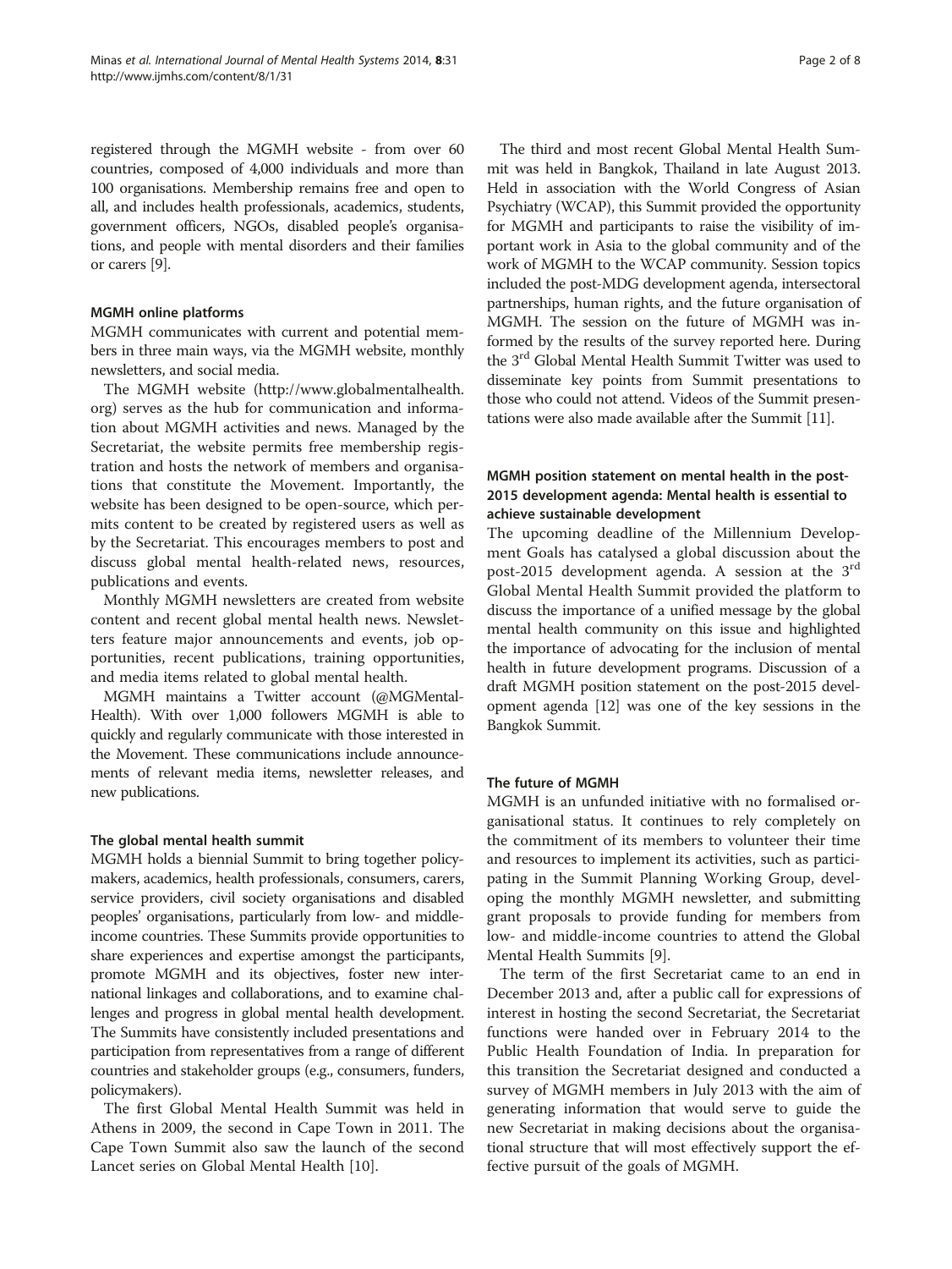registered through the MGMH website - from over 60 countries, composed of 4,000 individuals and more than 100 organisations. Membership remains free and open to all, and includes health professionals, academics, students, government officers, NGOs, disabled people's organisations, and people with mental disorders and their families or carers [9].

### MGMH online platforms

MGMH communicates with current and potential members in three main ways, via the MGMH website, monthly newsletters, and social media.

The MGMH website (http://www.globalmentalhealth.org) serves as the hub for communication and information about MGMH activities and news. Managed by the Secretariat, the website permits free membership registration and hosts the network of members and organisations that constitute the Movement. Importantly, the website has been designed to be open-source, which permits content to be created by registered users as well as by the Secretariat. This encourages members to post and discuss global mental health-related news, resources, publications and events.

Monthly MGMH newsletters are created from website content and recent global mental health news. Newsletters feature major announcements and events, job opportunities, recent publications, training opportunities, and media items related to global mental health.

MGMH maintains a Twitter account (@MGMentalHealth). With over 1,000 followers MGMH is able to quickly and regularly communicate with those interested in the Movement. These communications include announcements of relevant media items, newsletter releases, and new publications.

### The global mental health summit

MGMH holds a biennial Summit to bring together policymakers, academics, health professionals, consumers, carers, service providers, civil society organisations and disabled peoples' organisations, particularly from low- and middle-income countries. These Summits provide opportunities to share experiences and expertise amongst the participants, promote MGMH and its objectives, foster new international linkages and collaborations, and to examine challenges and progress in global mental health development. The Summits have consistently included presentations and participation from representatives from a range of different countries and stakeholder groups (e.g., consumers, funders, policymakers).

The first Global Mental Health Summit was held in Athens in 2009, the second in Cape Town in 2011. The Cape Town Summit also saw the launch of the second Lancet series on Global Mental Health [10].

The third and most recent Global Mental Health Summit was held in Bangkok, Thailand in late August 2013. Held in association with the World Congress of Asian Psychiatry (WCAP), this Summit provided the opportunity for MGMH and participants to raise the visibility of important work in Asia to the global community and of the work of MGMH to the WCAP community. Session topics included the post-MDG development agenda, intersectoral partnerships, human rights, and the future organisation of MGMH. The session on the future of MGMH was informed by the results of the survey reported here. During the 3rd Global Mental Health Summit Twitter was used to disseminate key points from Summit presentations to those who could not attend. Videos of the Summit presentations were also made available after the Summit [11].

### MGMH position statement on mental health in the post-2015 development agenda: Mental health is essential to achieve sustainable development

The upcoming deadline of the Millennium Development Goals has catalysed a global discussion about the post-2015 development agenda. A session at the 3rd Global Mental Health Summit provided the platform to discuss the importance of a unified message by the global mental health community on this issue and highlighted the importance of advocating for the inclusion of mental health in future development programs. Discussion of a draft MGMH position statement on the post-2015 development agenda [12] was one of the key sessions in the Bangkok Summit.

### The future of MGMH

MGMH is an unfunded initiative with no formalised organisational status. It continues to rely completely on the commitment of its members to volunteer their time and resources to implement its activities, such as participating in the Summit Planning Working Group, developing the monthly MGMH newsletter, and submitting grant proposals to provide funding for members from low- and middle-income countries to attend the Global Mental Health Summits [9].

The term of the first Secretariat came to an end in December 2013 and, after a public call for expressions of interest in hosting the second Secretariat, the Secretariat functions were handed over in February 2014 to the Public Health Foundation of India. In preparation for this transition the Secretariat designed and conducted a survey of MGMH members in July 2013 with the aim of generating information that would serve to guide the new Secretariat in making decisions about the organisational structure that will most effectively support the effective pursuit of the goals of MGMH.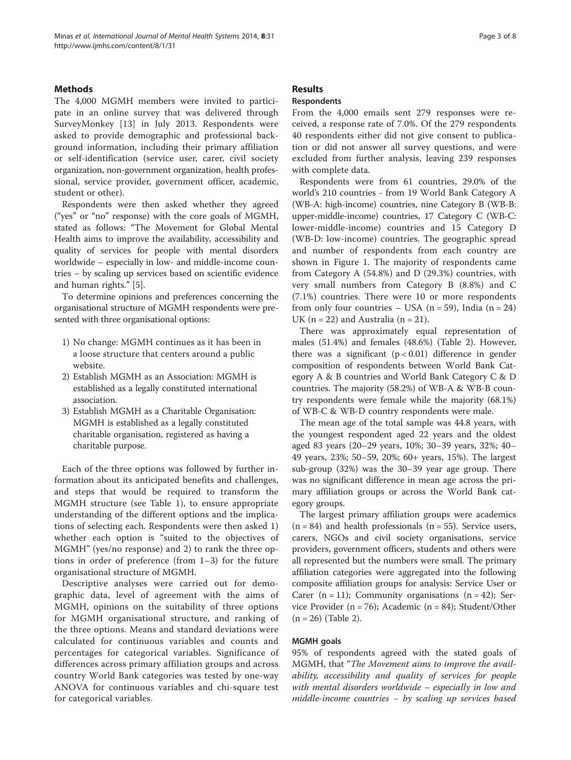## Methods

The 4,000 MGMH members were invited to participate in an online survey that was delivered through SurveyMonkey [13] in July 2013. Respondents were asked to provide demographic and professional background information, including their primary affiliation or self-identification (service user, carer, civil society organization, non-government organization, health professional, service provider, government officer, academic, student or other).

Respondents were then asked whether they agreed ("yes" or "no" response) with the core goals of MGMH, stated as follows: "The Movement for Global Mental Health aims to improve the availability, accessibility and quality of services for people with mental disorders worldwide – especially in low- and middle-income countries – by scaling up services based on scientific evidence and human rights." [5].

To determine opinions and preferences concerning the organisational structure of MGMH respondents were presented with three organisational options:

1) No change: MGMH continues as it has been in a loose structure that centers around a public website.
2) Establish MGMH as an Association: MGMH is established as a legally constituted international association.
3) Establish MGMH as a Charitable Organisation: MGMH is established as a legally constituted charitable organisation, registered as having a charitable purpose.

Each of the three options was followed by further information about its anticipated benefits and challenges, and steps that would be required to transform the MGMH structure (see Table 1), to ensure appropriate understanding of the different options and the implications of selecting each. Respondents were then asked 1) whether each option is "suited to the objectives of MGMH" (yes/no response) and 2) to rank the three options in order of preference (from 1–3) for the future organisational structure of MGMH.

Descriptive analyses were carried out for demographic data, level of agreement with the aims of MGMH, opinions on the suitability of three options for MGMH organisational structure, and ranking of the three options. Means and standard deviations were calculated for continuous variables and counts and percentages for categorical variables. Significance of differences across primary affiliation groups and across country World Bank categories was tested by one-way ANOVA for continuous variables and chi-square test for categorical variables.

## Results

### Respondents

From the 4,000 emails sent 279 responses were received, a response rate of 7.0%. Of the 279 respondents 40 respondents either did not give consent to publication or did not answer all survey questions, and were excluded from further analysis, leaving 239 responses with complete data.

Respondents were from 61 countries, 29.0% of the world's 210 countries - from 19 World Bank Category A (WB-A: high-income) countries, nine Category B (WB-B: upper-middle-income) countries, 17 Category C (WB-C: lower-middle-income) countries and 15 Category D (WB-D: low-income) countries. The geographic spread and number of respondents from each country are shown in Figure 1. The majority of respondents came from Category A (54.8%) and D (29.3%) countries, with very small numbers from Category B (8.8%) and C (7.1%) countries. There were 10 or more respondents from only four countries – USA (n = 59), India (n = 24) UK (n = 22) and Australia (n = 21).

There was approximately equal representation of males (51.4%) and females (48.6%) (Table 2). However, there was a significant ($p < 0.01$) difference in gender composition of respondents between World Bank Category A & B countries and World Bank Category C & D countries. The majority (58.2%) of WB-A & WB-B country respondents were female while the majority (68.1%) of WB-C & WB-D country respondents were male.

The mean age of the total sample was 44.8 years, with the youngest respondent aged 22 years and the oldest aged 83 years (20–29 years, 10%; 30–39 years, 32%; 40–49 years, 23%; 50–59, 20%; 60+ years, 15%). The largest sub-group (32%) was the 30–39 year age group. There was no significant difference in mean age across the primary affiliation groups or across the World Bank category groups.

The largest primary affiliation groups were academics (n = 84) and health professionals (n = 55). Service users, carers, NGOs and civil society organisations, service providers, government officers, students and others were all represented but the numbers were small. The primary affiliation categories were aggregated into the following composite affiliation groups for analysis: Service User or Carer (n = 11); Community organisations (n = 42); Service Provider (n = 76); Academic (n = 84); Student/Other (n = 26) (Table 2).

### MGMH goals

95% of respondents agreed with the stated goals of MGMH, that "*The Movement aims to improve the availability, accessibility and quality of services for people with mental disorders worldwide – especially in low and middle-income countries – by scaling up services based*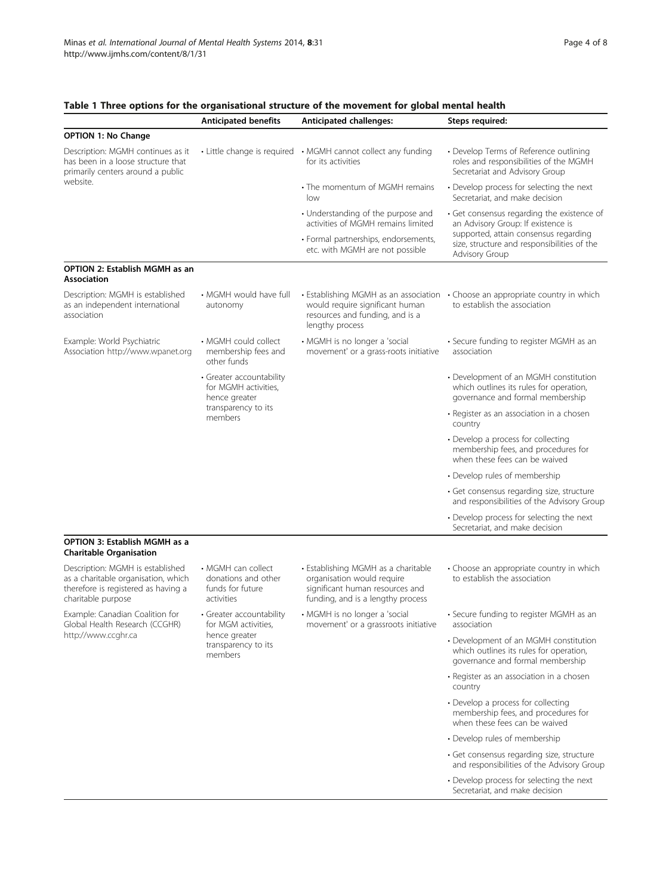**Table 1 Three options for the organisational structure of the movement for global mental health**

| | Anticipated benefits | Anticipated challenges: | Steps required: |
|---|---|---|---|
| **OPTION 1: No Change** | | | |
| Description: MGMH continues as it has been in a loose structure that primarily centers around a public website. | • Little change is required | • MGMH cannot collect any funding for its activities | • Develop Terms of Reference outlining roles and responsibilities of the MGMH Secretariat and Advisory Group |
| | | • The momentum of MGMH remains low | • Develop process for selecting the next Secretariat, and make decision |
| | | • Understanding of the purpose and activities of MGMH remains limited | • Get consensus regarding the existence of an Advisory Group: If existence is supported, attain consensus regarding size, structure and responsibilities of the Advisory Group |
| | | • Formal partnerships, endorsements, etc. with MGMH are not possible | |
| **OPTION 2: Establish MGMH as an Association** | | | |
| Description: MGMH is established as an independent international association | • MGMH would have full autonomy | • Establishing MGMH as an association would require significant human resources and funding, and is a lengthy process | • Choose an appropriate country in which to establish the association |
| Example: World Psychiatric Association http://www.wpanet.org | • MGMH could collect membership fees and other funds | • MGMH is no longer a 'social movement' or a grass-roots initiative | • Secure funding to register MGMH as an association |
| | • Greater accountability for MGMH activities, hence greater transparency to its members | | • Development of an MGMH constitution which outlines its rules for operation, governance and formal membership |
| | | | • Register as an association in a chosen country |
| | | | • Develop a process for collecting membership fees, and procedures for when these fees can be waived |
| | | | • Develop rules of membership |
| | | | • Get consensus regarding size, structure and responsibilities of the Advisory Group |
| | | | • Develop process for selecting the next Secretariat, and make decision |
| **OPTION 3: Establish MGMH as a Charitable Organisation** | | | |
| Description: MGMH is established as a charitable organisation, which therefore is registered as having a charitable purpose | • MGMH can collect donations and other funds for future activities | • Establishing MGMH as a charitable organisation would require significant human resources and funding, and is a lengthy process | • Choose an appropriate country in which to establish the association |
| Example: Canadian Coalition for Global Health Research (CCGHR) http://www.ccghr.ca | • Greater accountability for MGM activities, hence greater transparency to its members | • MGMH is no longer a 'social movement' or a grassroots initiative | • Secure funding to register MGMH as an association |
| | | | • Development of an MGMH constitution which outlines its rules for operation, governance and formal membership |
| | | | • Register as an association in a chosen country |
| | | | • Develop a process for collecting membership fees, and procedures for when these fees can be waived |
| | | | • Develop rules of membership |
| | | | • Get consensus regarding size, structure and responsibilities of the Advisory Group |
| | | | • Develop process for selecting the next Secretariat, and make decision |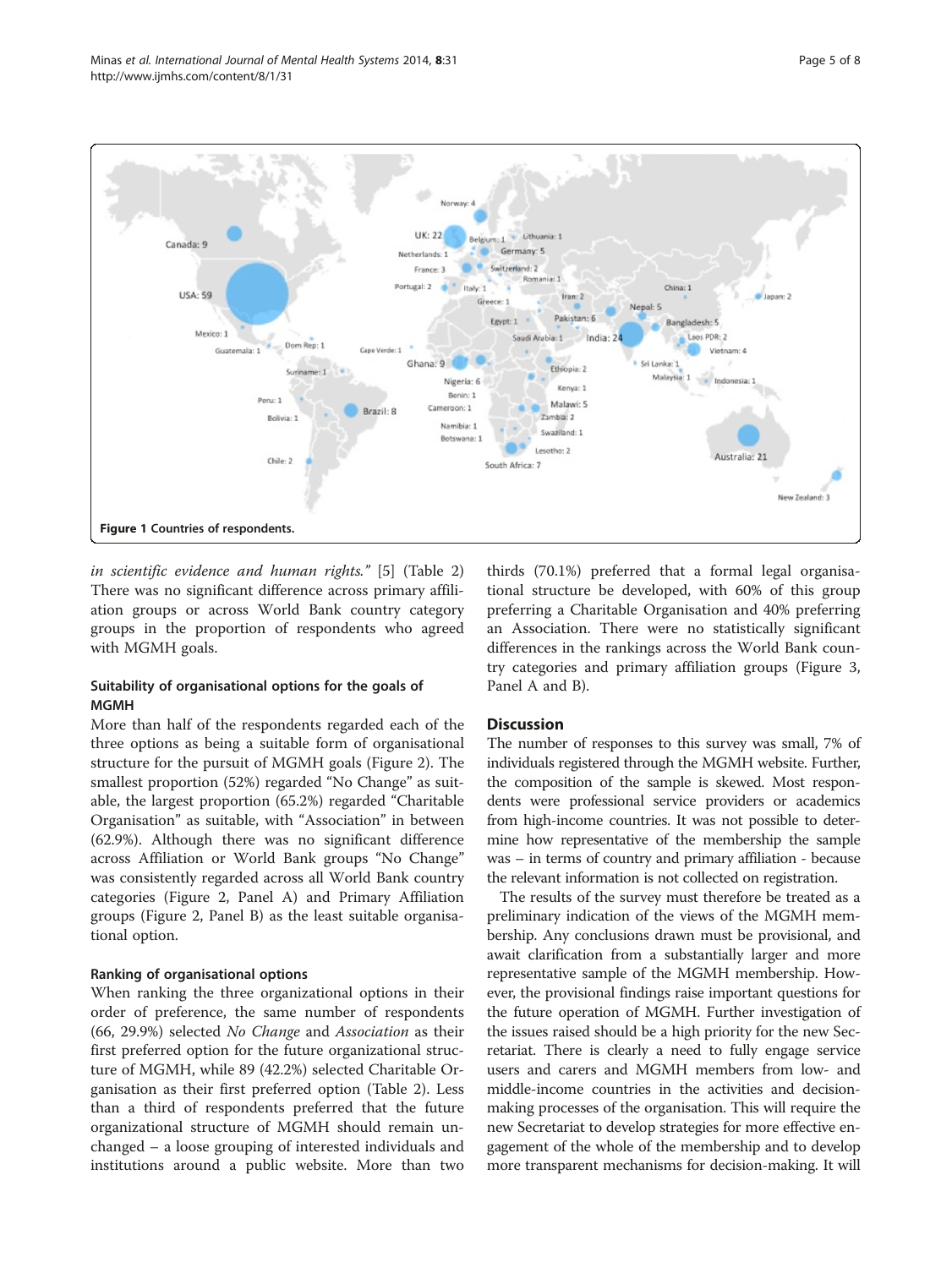Figure 1 Countries of respondents.

*in scientific evidence and human rights."* [5] (Table 2) There was no significant difference across primary affiliation groups or across World Bank country category groups in the proportion of respondents who agreed with MGMH goals.

### Suitability of organisational options for the goals of MGMH

More than half of the respondents regarded each of the three options as being a suitable form of organisational structure for the pursuit of MGMH goals (Figure 2). The smallest proportion (52%) regarded "No Change" as suitable, the largest proportion (65.2%) regarded "Charitable Organisation" as suitable, with "Association" in between (62.9%). Although there was no significant difference across Affiliation or World Bank groups "No Change" was consistently regarded across all World Bank country categories (Figure 2, Panel A) and Primary Affiliation groups (Figure 2, Panel B) as the least suitable organisational option.

### Ranking of organisational options

When ranking the three organizational options in their order of preference, the same number of respondents (66, 29.9%) selected *No Change* and *Association* as their first preferred option for the future organizational structure of MGMH, while 89 (42.2%) selected Charitable Organisation as their first preferred option (Table 2). Less than a third of respondents preferred that the future organizational structure of MGMH should remain unchanged – a loose grouping of interested individuals and institutions around a public website. More than two thirds (70.1%) preferred that a formal legal organisational structure be developed, with 60% of this group preferring a Charitable Organisation and 40% preferring an Association. There were no statistically significant differences in the rankings across the World Bank country categories and primary affiliation groups (Figure 3, Panel A and B).

## Discussion

The number of responses to this survey was small, 7% of individuals registered through the MGMH website. Further, the composition of the sample is skewed. Most respondents were professional service providers or academics from high-income countries. It was not possible to determine how representative of the membership the sample was – in terms of country and primary affiliation - because the relevant information is not collected on registration.

The results of the survey must therefore be treated as a preliminary indication of the views of the MGMH membership. Any conclusions drawn must be provisional, and await clarification from a substantially larger and more representative sample of the MGMH membership. However, the provisional findings raise important questions for the future operation of MGMH. Further investigation of the issues raised should be a high priority for the new Secretariat. There is clearly a need to fully engage service users and carers and MGMH members from low- and middle-income countries in the activities and decision-making processes of the organisation. This will require the new Secretariat to develop strategies for more effective engagement of the whole of the membership and to develop more transparent mechanisms for decision-making. It will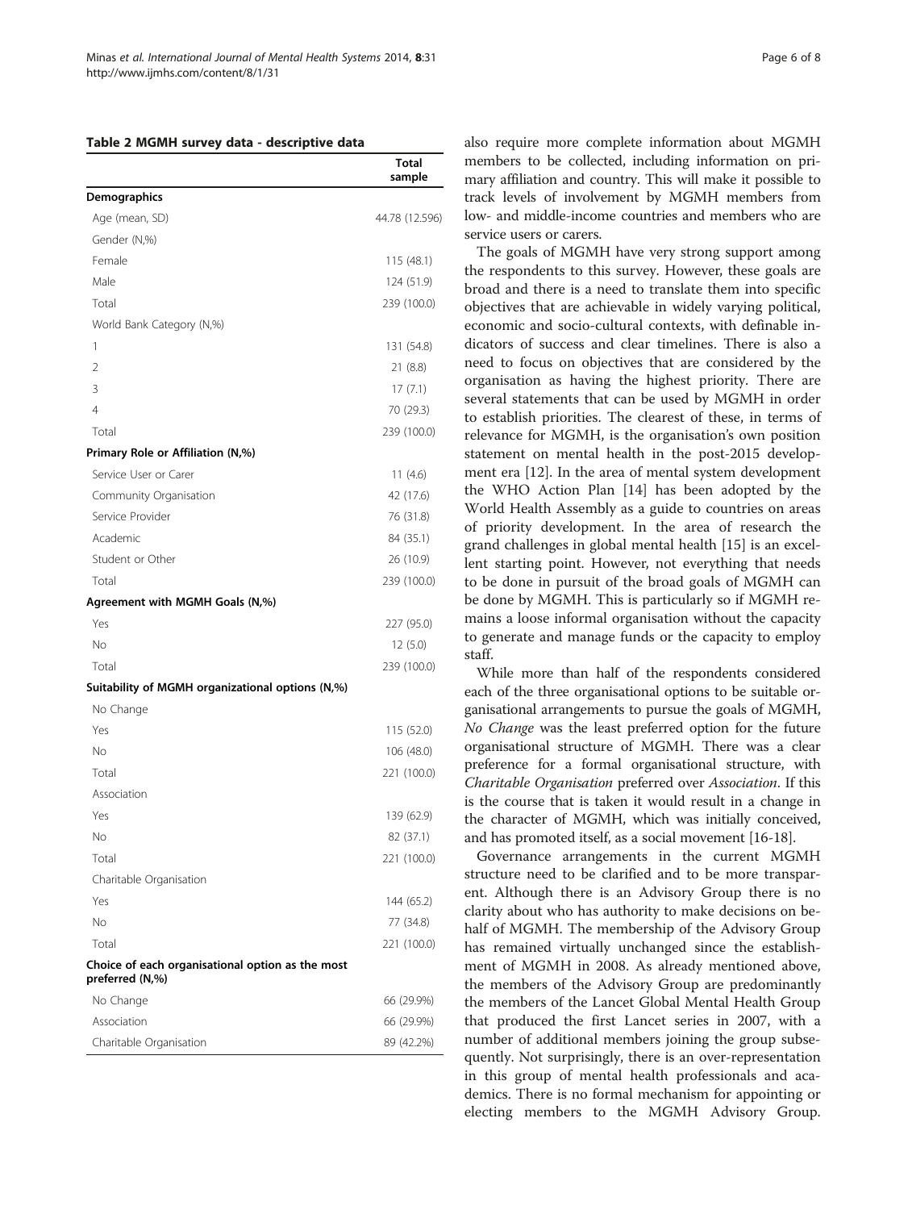**Table 2 MGMH survey data - descriptive data**

| | Total sample |
|---|---|
| **Demographics** | |
| Age (mean, SD) | 44.78 (12.596) |
| Gender (N,%) | |
| Female | 115 (48.1) |
| Male | 124 (51.9) |
| Total | 239 (100.0) |
| World Bank Category (N,%) | |
| 1 | 131 (54.8) |
| 2 | 21 (8.8) |
| 3 | 17 (7.1) |
| 4 | 70 (29.3) |
| Total | 239 (100.0) |
| **Primary Role or Affiliation (N,%)** | |
| Service User or Carer | 11 (4.6) |
| Community Organisation | 42 (17.6) |
| Service Provider | 76 (31.8) |
| Academic | 84 (35.1) |
| Student or Other | 26 (10.9) |
| Total | 239 (100.0) |
| **Agreement with MGMH Goals (N,%)** | |
| Yes | 227 (95.0) |
| No | 12 (5.0) |
| Total | 239 (100.0) |
| **Suitability of MGMH organizational options (N,%)** | |
| No Change | |
| Yes | 115 (52.0) |
| No | 106 (48.0) |
| Total | 221 (100.0) |
| Association | |
| Yes | 139 (62.9) |
| No | 82 (37.1) |
| Total | 221 (100.0) |
| Charitable Organisation | |
| Yes | 144 (65.2) |
| No | 77 (34.8) |
| Total | 221 (100.0) |
| **Choice of each organisational option as the most preferred (N,%)** | |
| No Change | 66 (29.9%) |
| Association | 66 (29.9%) |
| Charitable Organisation | 89 (42.2%) |

also require more complete information about MGMH members to be collected, including information on primary affiliation and country. This will make it possible to track levels of involvement by MGMH members from low- and middle-income countries and members who are service users or carers.

The goals of MGMH have very strong support among the respondents to this survey. However, these goals are broad and there is a need to translate them into specific objectives that are achievable in widely varying political, economic and socio-cultural contexts, with definable indicators of success and clear timelines. There is also a need to focus on objectives that are considered by the organisation as having the highest priority. There are several statements that can be used by MGMH in order to establish priorities. The clearest of these, in terms of relevance for MGMH, is the organisation's own position statement on mental health in the post-2015 development era [12]. In the area of mental system development the WHO Action Plan [14] has been adopted by the World Health Assembly as a guide to countries on areas of priority development. In the area of research the grand challenges in global mental health [15] is an excellent starting point. However, not everything that needs to be done in pursuit of the broad goals of MGMH can be done by MGMH. This is particularly so if MGMH remains a loose informal organisation without the capacity to generate and manage funds or the capacity to employ staff.

While more than half of the respondents considered each of the three organisational options to be suitable organisational arrangements to pursue the goals of MGMH, *No Change* was the least preferred option for the future organisational structure of MGMH. There was a clear preference for a formal organisational structure, with *Charitable Organisation* preferred over *Association*. If this is the course that is taken it would result in a change in the character of MGMH, which was initially conceived, and has promoted itself, as a social movement [16-18].

Governance arrangements in the current MGMH structure need to be clarified and to be more transparent. Although there is an Advisory Group there is no clarity about who has authority to make decisions on behalf of MGMH. The membership of the Advisory Group has remained virtually unchanged since the establishment of MGMH in 2008. As already mentioned above, the members of the Advisory Group are predominantly the members of the Lancet Global Mental Health Group that produced the first Lancet series in 2007, with a number of additional members joining the group subsequently. Not surprisingly, there is an over-representation in this group of mental health professionals and academics. There is no formal mechanism for appointing or electing members to the MGMH Advisory Group.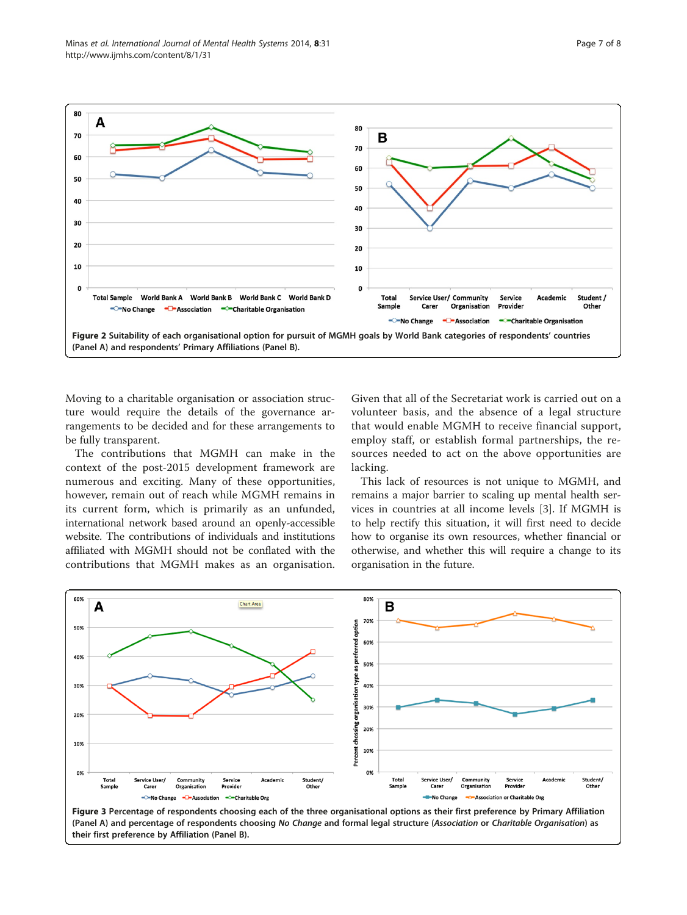**Figure 2** Suitability of each organisational option for pursuit of MGMH goals by World Bank categories of respondents' countries (Panel A) and respondents' Primary Affiliations (Panel B).

Moving to a charitable organisation or association structure would require the details of the governance arrangements to be decided and for these arrangements to be fully transparent.

The contributions that MGMH can make in the context of the post-2015 development framework are numerous and exciting. Many of these opportunities, however, remain out of reach while MGMH remains in its current form, which is primarily as an unfunded, international network based around an openly-accessible website. The contributions of individuals and institutions affiliated with MGMH should not be conflated with the contributions that MGMH makes as an organisation. Given that all of the Secretariat work is carried out on a volunteer basis, and the absence of a legal structure that would enable MGMH to receive financial support, employ staff, or establish formal partnerships, the resources needed to act on the above opportunities are lacking.

This lack of resources is not unique to MGMH, and remains a major barrier to scaling up mental health services in countries at all income levels [3]. If MGMH is to help rectify this situation, it will first need to decide how to organise its own resources, whether financial or otherwise, and whether this will require a change to its organisation in the future.

**Figure 3** Percentage of respondents choosing each of the three organisational options as their first preference by Primary Affiliation (Panel A) and percentage of respondents choosing *No Change* and formal legal structure (*Association* or *Charitable Organisation*) as their first preference by Affiliation (Panel B).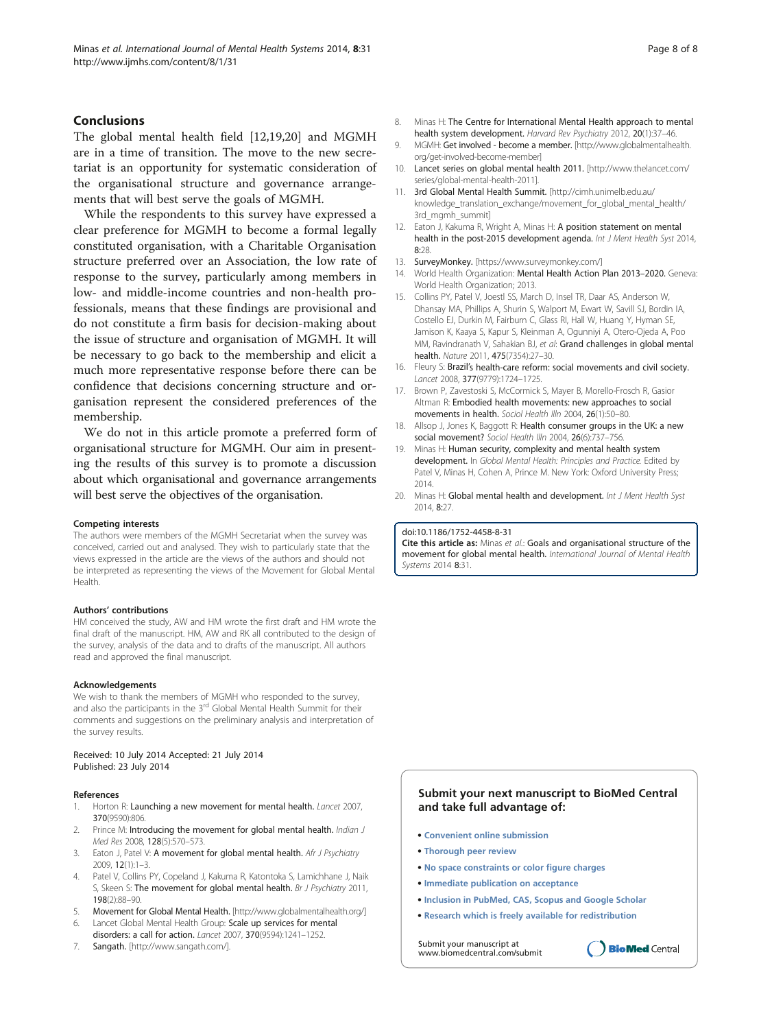## Conclusions

The global mental health field [12,19,20] and MGMH are in a time of transition. The move to the new secretariat is an opportunity for systematic consideration of the organisational structure and governance arrangements that will best serve the goals of MGMH.

While the respondents to this survey have expressed a clear preference for MGMH to become a formal legally constituted organisation, with a Charitable Organisation structure preferred over an Association, the low rate of response to the survey, particularly among members in low- and middle-income countries and non-health professionals, means that these findings are provisional and do not constitute a firm basis for decision-making about the issue of structure and organisation of MGMH. It will be necessary to go back to the membership and elicit a much more representative response before there can be confidence that decisions concerning structure and organisation represent the considered preferences of the membership.

We do not in this article promote a preferred form of organisational structure for MGMH. Our aim in presenting the results of this survey is to promote a discussion about which organisational and governance arrangements will best serve the objectives of the organisation.

#### Competing interests

The authors were members of the MGMH Secretariat when the survey was conceived, carried out and analysed. They wish to particularly state that the views expressed in the article are the views of the authors and should not be interpreted as representing the views of the Movement for Global Mental Health.

#### Authors' contributions

HM conceived the study, AW and HM wrote the first draft and HM wrote the final draft of the manuscript. HM, AW and RK all contributed to the design of the survey, analysis of the data and to drafts of the manuscript. All authors read and approved the final manuscript.

#### Acknowledgements

We wish to thank the members of MGMH who responded to the survey, and also the participants in the 3rd Global Mental Health Summit for their comments and suggestions on the preliminary analysis and interpretation of the survey results.

Received: 10 July 2014 Accepted: 21 July 2014
Published: 23 July 2014

#### References

1. Horton R: **Launching a new movement for mental health.** *Lancet* 2007, **370**(9590):806.
2. Prince M: **Introducing the movement for global mental health.** *Indian J Med Res* 2008, **128**(5):570–573.
3. Eaton J, Patel V: **A movement for global mental health.** *Afr J Psychiatry* 2009, **12**(1):1–3.
4. Patel V, Collins PY, Copeland J, Kakuma R, Katontoka S, Lamichhane J, Naik S, Skeen S: **The movement for global mental health.** *Br J Psychiatry* 2011, **198**(2):88–90.
5. **Movement for Global Mental Health.** [http://www.globalmentalhealth.org/]
6. Lancet Global Mental Health Group: **Scale up services for mental disorders: a call for action.** *Lancet* 2007, **370**(9594):1241–1252.
7. **Sangath.** [http://www.sangath.com/].
8. Minas H: **The Centre for International Mental Health approach to mental health system development.** *Harvard Rev Psychiatry* 2012, **20**(1):37–46.
9. MGMH: **Get involved - become a member.** [http://www.globalmentalhealth.org/get-involved-become-member]
10. **Lancet series on global mental health 2011.** [http://www.thelancet.com/series/global-mental-health-2011].
11. **3rd Global Mental Health Summit.** [http://cimh.unimelb.edu.au/knowledge_translation_exchange/movement_for_global_mental_health/3rd_mgmh_summit]
12. Eaton J, Kakuma R, Wright A, Minas H: **A position statement on mental health in the post-2015 development agenda.** *Int J Ment Health Syst* 2014, **8**:28.
13. **SurveyMonkey.** [https://www.surveymonkey.com/]
14. World Health Organization: **Mental Health Action Plan 2013–2020.** Geneva: World Health Organization; 2013.
15. Collins PY, Patel V, Joestl SS, March D, Insel TR, Daar AS, Anderson W, Dhansay MA, Phillips A, Shurin S, Walport M, Ewart W, Savill SJ, Bordin IA, Costello EJ, Durkin M, Fairburn C, Glass RI, Hall W, Huang Y, Hyman SE, Jamison K, Kaaya S, Kapur S, Kleinman A, Ogunniyi A, Otero-Ojeda A, Poo MM, Ravindranath V, Sahakian BJ, *et al*: **Grand challenges in global mental health.** *Nature* 2011, **475**(7354):27–30.
16. Fleury S: **Brazil's health-care reform: social movements and civil society.** *Lancet* 2008, **377**(9779):1724–1725.
17. Brown P, Zavestoski S, McCormick S, Mayer B, Morello-Frosch R, Gasior Altman R: **Embodied health movements: new approaches to social movements in health.** *Sociol Health Illn* 2004, **26**(1):50–80.
18. Allsop J, Jones K, Baggott R: **Health consumer groups in the UK: a new social movement?** *Sociol Health Illn* 2004, **26**(6):737–756.
19. Minas H: **Human security, complexity and mental health system development.** In *Global Mental Health: Principles and Practice.* Edited by Patel V, Minas H, Cohen A, Prince M. New York: Oxford University Press; 2014.
20. Minas H: **Global mental health and development.** *Int J Ment Health Syst* 2014, **8**:27.

doi:10.1186/1752-4458-8-31
**Cite this article as:** Minas *et al.*: Goals and organisational structure of the movement for global mental health. *International Journal of Mental Health Systems* 2014 **8**:31.